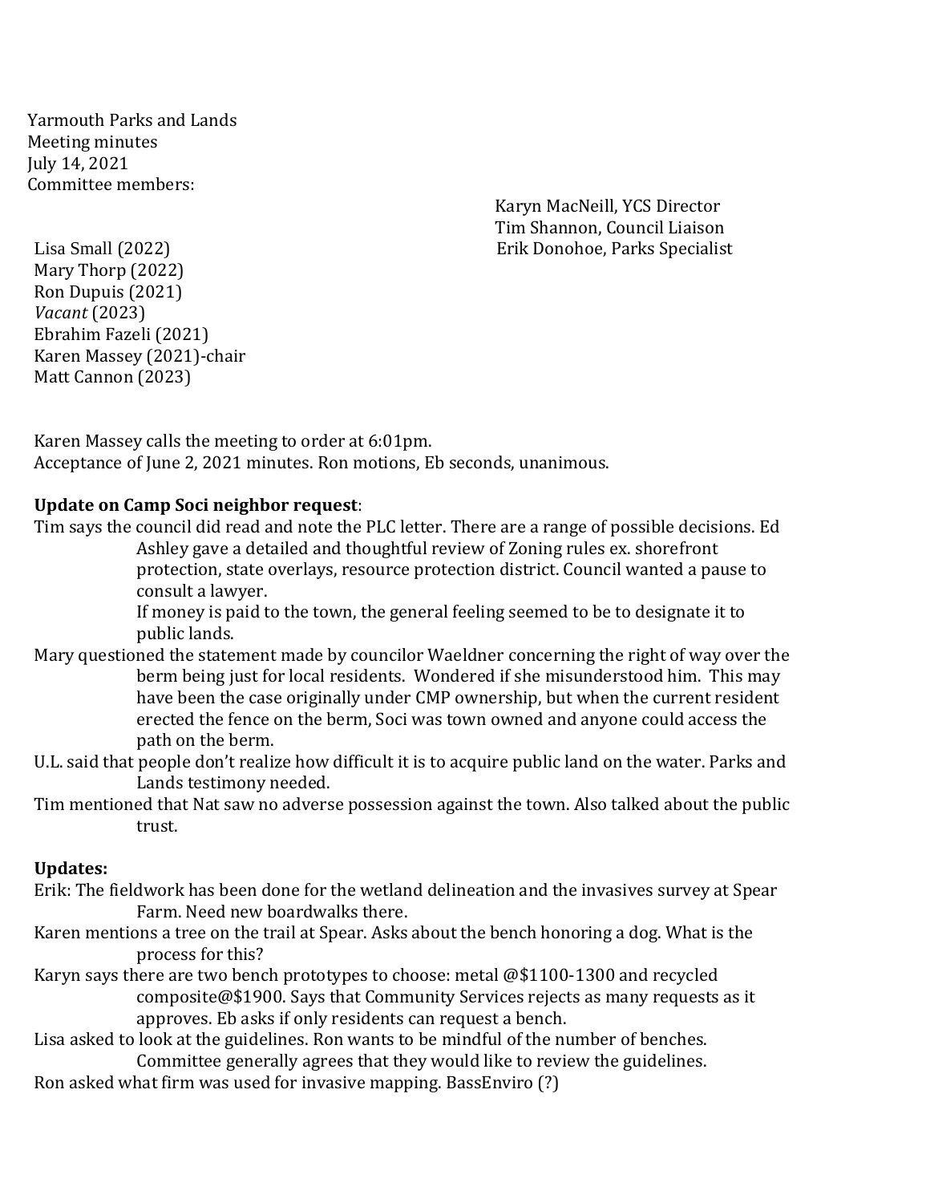Yarmouth Parks and Lands
Meeting minutes
July 14, 2021
Committee members:

Lisa Small (2022)
Mary Thorp (2022)
Ron Dupuis (2021)
*Vacant* (2023)
Ebrahim Fazeli (2021)
Karen Massey (2021)-chair
Matt Cannon (2023)

Karyn MacNeill, YCS Director
Tim Shannon, Council Liaison
Erik Donohoe, Parks Specialist

Karen Massey calls the meeting to order at 6:01pm.
Acceptance of June 2, 2021 minutes. Ron motions, Eb seconds, unanimous.

**Update on Camp Soci neighbor request**:

Tim says the council did read and note the PLC letter. There are a range of possible decisions. Ed Ashley gave a detailed and thoughtful review of Zoning rules ex. shorefront protection, state overlays, resource protection district. Council wanted a pause to consult a lawyer.
If money is paid to the town, the general feeling seemed to be to designate it to public lands.

Mary questioned the statement made by councilor Waeldner concerning the right of way over the berm being just for local residents. Wondered if she misunderstood him. This may have been the case originally under CMP ownership, but when the current resident erected the fence on the berm, Soci was town owned and anyone could access the path on the berm.

U.L. said that people don't realize how difficult it is to acquire public land on the water. Parks and Lands testimony needed.

Tim mentioned that Nat saw no adverse possession against the town. Also talked about the public trust.

**Updates:**

Erik: The fieldwork has been done for the wetland delineation and the invasives survey at Spear Farm. Need new boardwalks there.

Karen mentions a tree on the trail at Spear. Asks about the bench honoring a dog. What is the process for this?

Karyn says there are two bench prototypes to choose: metal @$1100-1300 and recycled composite@$1900. Says that Community Services rejects as many requests as it approves. Eb asks if only residents can request a bench.

Lisa asked to look at the guidelines. Ron wants to be mindful of the number of benches. Committee generally agrees that they would like to review the guidelines.

Ron asked what firm was used for invasive mapping. BassEnviro (?)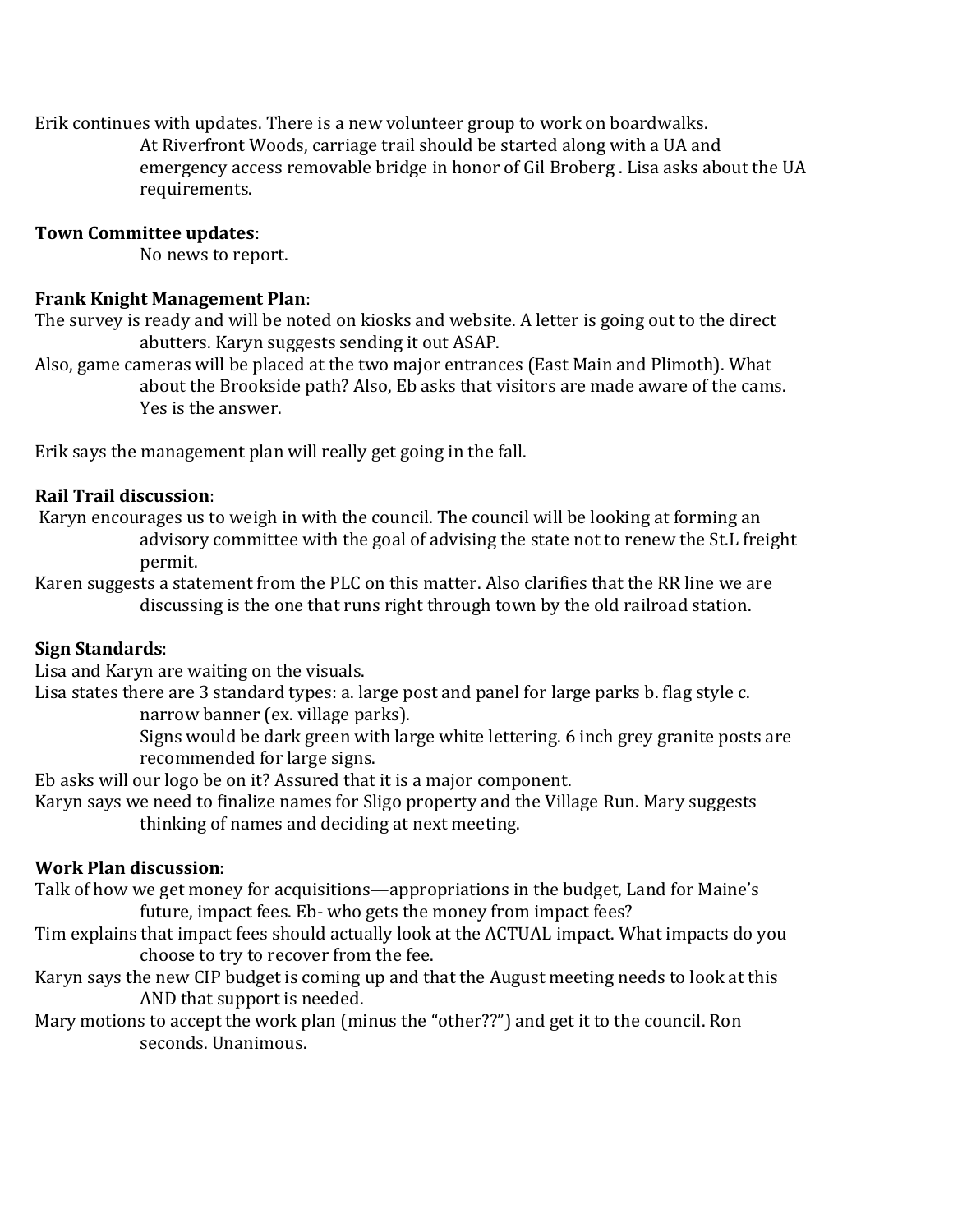Erik continues with updates. There is a new volunteer group to work on boardwalks.

At Riverfront Woods, carriage trail should be started along with a UA and emergency access removable bridge in honor of Gil Broberg . Lisa asks about the UA requirements.

**Town Committee updates**:

No news to report.

**Frank Knight Management Plan**:

The survey is ready and will be noted on kiosks and website. A letter is going out to the direct abutters. Karyn suggests sending it out ASAP.

Also, game cameras will be placed at the two major entrances (East Main and Plimoth). What about the Brookside path? Also, Eb asks that visitors are made aware of the cams. Yes is the answer.

Erik says the management plan will really get going in the fall.

**Rail Trail discussion**:

Karyn encourages us to weigh in with the council. The council will be looking at forming an advisory committee with the goal of advising the state not to renew the St.L freight permit.

Karen suggests a statement from the PLC on this matter. Also clarifies that the RR line we are discussing is the one that runs right through town by the old railroad station.

**Sign Standards**:

Lisa and Karyn are waiting on the visuals.

Lisa states there are 3 standard types: a. large post and panel for large parks b. flag style c. narrow banner (ex. village parks).

Signs would be dark green with large white lettering. 6 inch grey granite posts are recommended for large signs.

Eb asks will our logo be on it? Assured that it is a major component.

Karyn says we need to finalize names for Sligo property and the Village Run. Mary suggests thinking of names and deciding at next meeting.

**Work Plan discussion**:

Talk of how we get money for acquisitions—appropriations in the budget, Land for Maine's future, impact fees. Eb- who gets the money from impact fees?

Tim explains that impact fees should actually look at the ACTUAL impact. What impacts do you choose to try to recover from the fee.

Karyn says the new CIP budget is coming up and that the August meeting needs to look at this AND that support is needed.

Mary motions to accept the work plan (minus the "other??") and get it to the council. Ron seconds. Unanimous.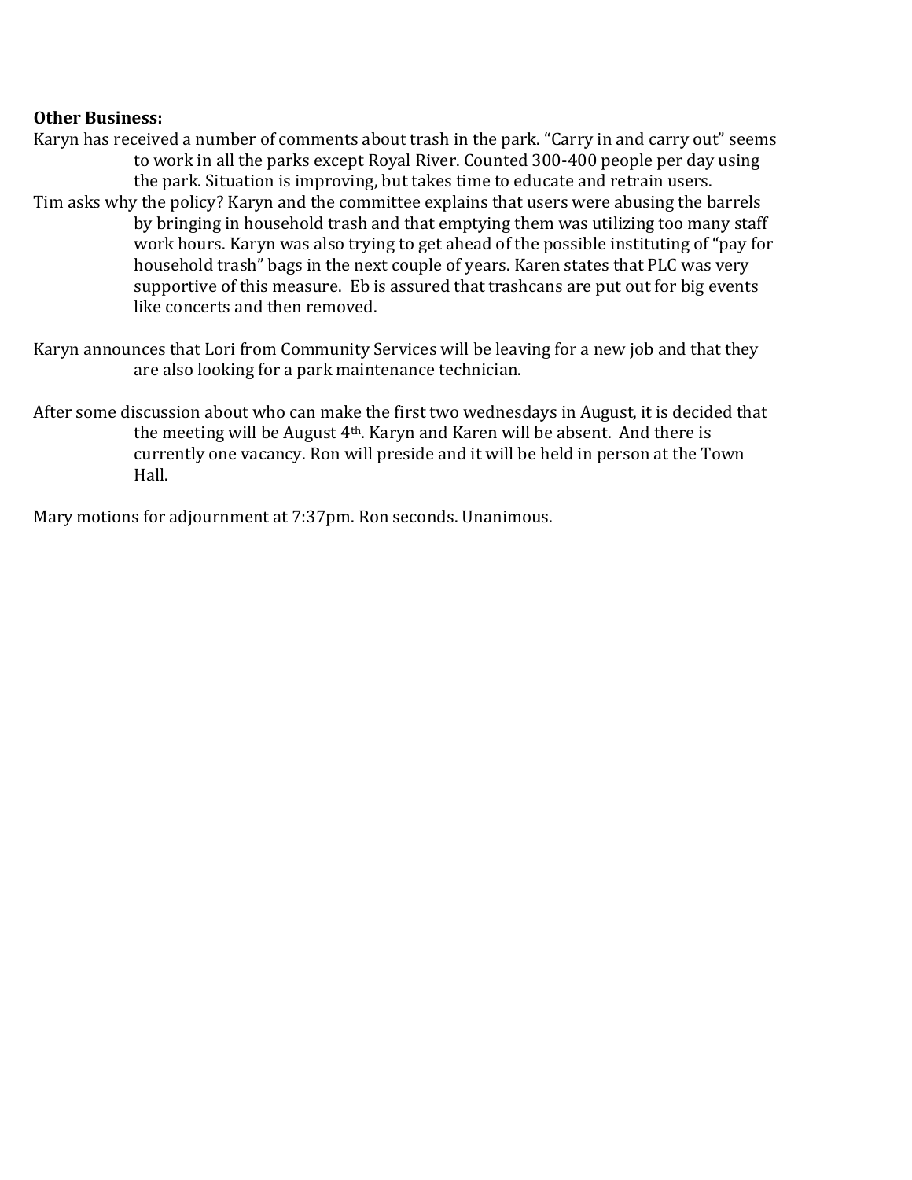**Other Business:**

Karyn has received a number of comments about trash in the park. "Carry in and carry out" seems to work in all the parks except Royal River. Counted 300-400 people per day using the park. Situation is improving, but takes time to educate and retrain users.

Tim asks why the policy? Karyn and the committee explains that users were abusing the barrels by bringing in household trash and that emptying them was utilizing too many staff work hours. Karyn was also trying to get ahead of the possible instituting of "pay for household trash" bags in the next couple of years. Karen states that PLC was very supportive of this measure. Eb is assured that trashcans are put out for big events like concerts and then removed.

Karyn announces that Lori from Community Services will be leaving for a new job and that they are also looking for a park maintenance technician.

After some discussion about who can make the first two wednesdays in August, it is decided that the meeting will be August 4th. Karyn and Karen will be absent. And there is currently one vacancy. Ron will preside and it will be held in person at the Town Hall.

Mary motions for adjournment at 7:37pm. Ron seconds. Unanimous.